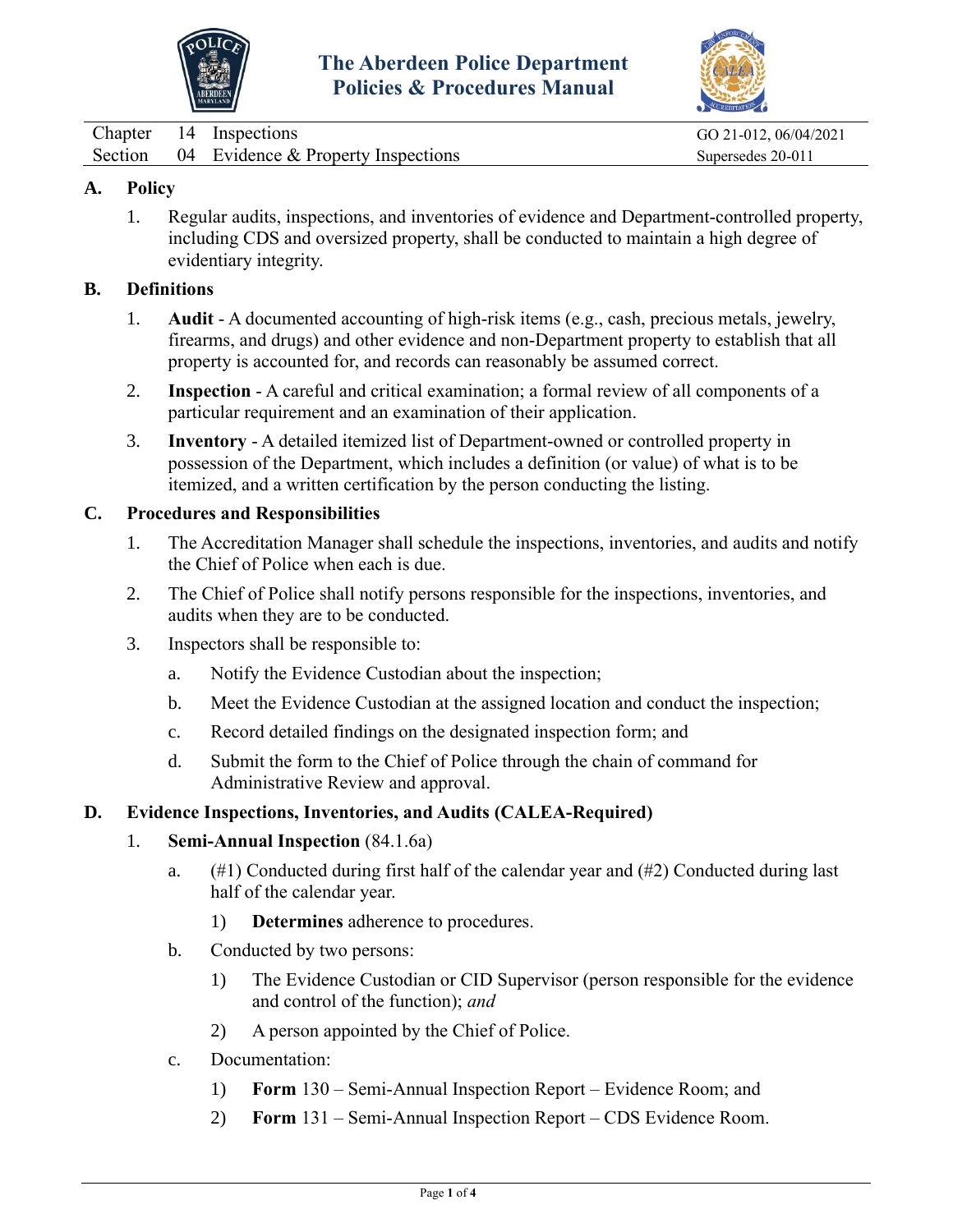# The Aberdeen Police Department
## Policies & Procedures Manual

| | | | |
|---|---|---|---|
| Chapter | 14 | Inspections | GO 21-012, 06/04/2021 |
| Section | 04 | Evidence & Property Inspections | Supersedes 20-011 |

## A. Policy

1. Regular audits, inspections, and inventories of evidence and Department-controlled property, including CDS and oversized property, shall be conducted to maintain a high degree of evidentiary integrity.

## B. Definitions

1. **Audit** - A documented accounting of high-risk items (e.g., cash, precious metals, jewelry, firearms, and drugs) and other evidence and non-Department property to establish that all property is accounted for, and records can reasonably be assumed correct.
2. **Inspection** - A careful and critical examination; a formal review of all components of a particular requirement and an examination of their application.
3. **Inventory** - A detailed itemized list of Department-owned or controlled property in possession of the Department, which includes a definition (or value) of what is to be itemized, and a written certification by the person conducting the listing.

## C. Procedures and Responsibilities

1. The Accreditation Manager shall schedule the inspections, inventories, and audits and notify the Chief of Police when each is due.
2. The Chief of Police shall notify persons responsible for the inspections, inventories, and audits when they are to be conducted.
3. Inspectors shall be responsible to:
   a. Notify the Evidence Custodian about the inspection;
   b. Meet the Evidence Custodian at the assigned location and conduct the inspection;
   c. Record detailed findings on the designated inspection form; and
   d. Submit the form to the Chief of Police through the chain of command for Administrative Review and approval.

## D. Evidence Inspections, Inventories, and Audits (CALEA-Required)

1. **Semi-Annual Inspection** (84.1.6a)
   a. (#1) Conducted during first half of the calendar year and (#2) Conducted during last half of the calendar year.
      1) **Determines** adherence to procedures.
   b. Conducted by two persons:
      1) The Evidence Custodian or CID Supervisor (person responsible for the evidence and control of the function); *and*
      2) A person appointed by the Chief of Police.
   c. Documentation:
      1) **Form** 130 – Semi-Annual Inspection Report – Evidence Room; and
      2) **Form** 131 – Semi-Annual Inspection Report – CDS Evidence Room.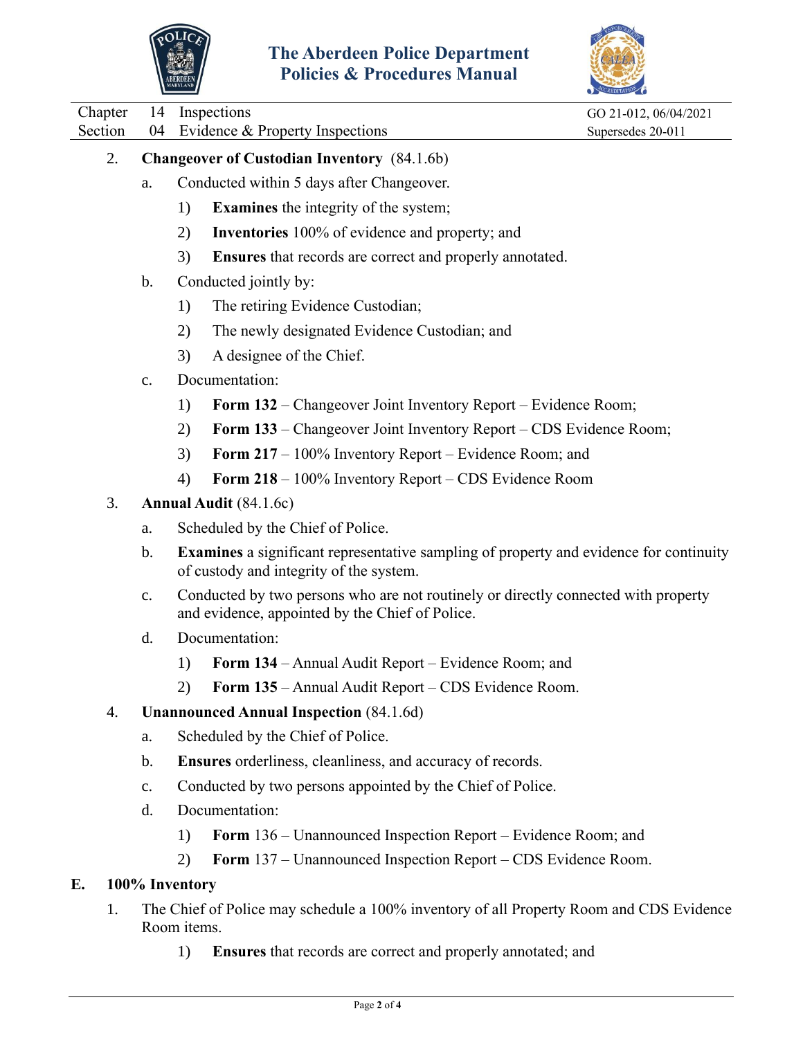2. **Changeover of Custodian Inventory** (84.1.6b)

    a. Conducted within 5 days after Changeover.

        1) **Examines** the integrity of the system;

        2) **Inventories** 100% of evidence and property; and

        3) **Ensures** that records are correct and properly annotated.

    b. Conducted jointly by:

        1) The retiring Evidence Custodian;

        2) The newly designated Evidence Custodian; and

        3) A designee of the Chief.

    c. Documentation:

        1) **Form 132** – Changeover Joint Inventory Report – Evidence Room;

        2) **Form 133** – Changeover Joint Inventory Report – CDS Evidence Room;

        3) **Form 217** – 100% Inventory Report – Evidence Room; and

        4) **Form 218** – 100% Inventory Report – CDS Evidence Room

3. **Annual Audit** (84.1.6c)

    a. Scheduled by the Chief of Police.

    b. **Examines** a significant representative sampling of property and evidence for continuity of custody and integrity of the system.

    c. Conducted by two persons who are not routinely or directly connected with property and evidence, appointed by the Chief of Police.

    d. Documentation:

        1) **Form 134** – Annual Audit Report – Evidence Room; and

        2) **Form 135** – Annual Audit Report – CDS Evidence Room.

4. **Unannounced Annual Inspection** (84.1.6d)

    a. Scheduled by the Chief of Police.

    b. **Ensures** orderliness, cleanliness, and accuracy of records.

    c. Conducted by two persons appointed by the Chief of Police.

    d. Documentation:

        1) **Form** 136 – Unannounced Inspection Report – Evidence Room; and

        2) **Form** 137 – Unannounced Inspection Report – CDS Evidence Room.

## E. 100% Inventory

1. The Chief of Police may schedule a 100% inventory of all Property Room and CDS Evidence Room items.

    1) **Ensures** that records are correct and properly annotated; and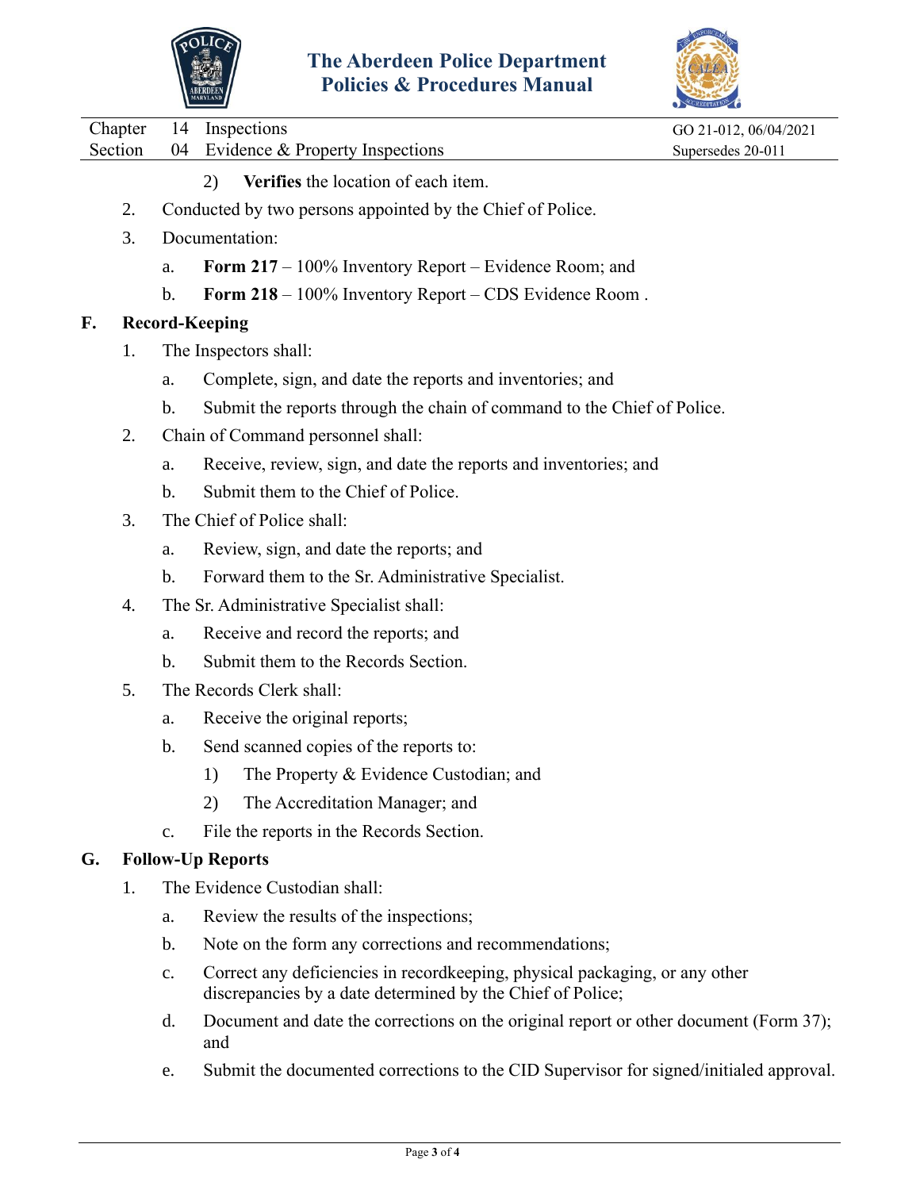2) **Verifies** the location of each item.

2. Conducted by two persons appointed by the Chief of Police.

3. Documentation:

   a. **Form 217** – 100% Inventory Report – Evidence Room; and

   b. **Form 218** – 100% Inventory Report – CDS Evidence Room .

## F. Record-Keeping

1. The Inspectors shall:

   a. Complete, sign, and date the reports and inventories; and

   b. Submit the reports through the chain of command to the Chief of Police.

2. Chain of Command personnel shall:

   a. Receive, review, sign, and date the reports and inventories; and

   b. Submit them to the Chief of Police.

3. The Chief of Police shall:

   a. Review, sign, and date the reports; and

   b. Forward them to the Sr. Administrative Specialist.

4. The Sr. Administrative Specialist shall:

   a. Receive and record the reports; and

   b. Submit them to the Records Section.

5. The Records Clerk shall:

   a. Receive the original reports;

   b. Send scanned copies of the reports to:

      1) The Property & Evidence Custodian; and

      2) The Accreditation Manager; and

   c. File the reports in the Records Section.

## G. Follow-Up Reports

1. The Evidence Custodian shall:

   a. Review the results of the inspections;

   b. Note on the form any corrections and recommendations;

   c. Correct any deficiencies in recordkeeping, physical packaging, or any other discrepancies by a date determined by the Chief of Police;

   d. Document and date the corrections on the original report or other document (Form 37); and

   e. Submit the documented corrections to the CID Supervisor for signed/initialed approval.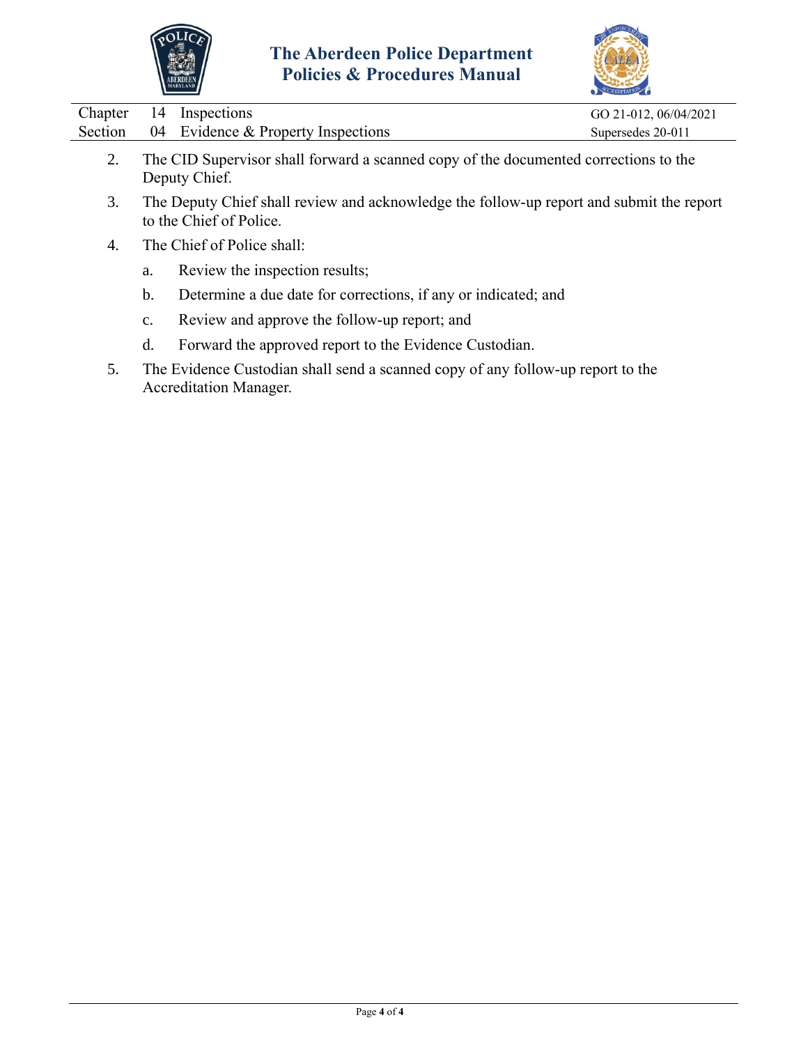2. The CID Supervisor shall forward a scanned copy of the documented corrections to the Deputy Chief.

3. The Deputy Chief shall review and acknowledge the follow-up report and submit the report to the Chief of Police.

4. The Chief of Police shall:

   a. Review the inspection results;

   b. Determine a due date for corrections, if any or indicated; and

   c. Review and approve the follow-up report; and

   d. Forward the approved report to the Evidence Custodian.

5. The Evidence Custodian shall send a scanned copy of any follow-up report to the Accreditation Manager.